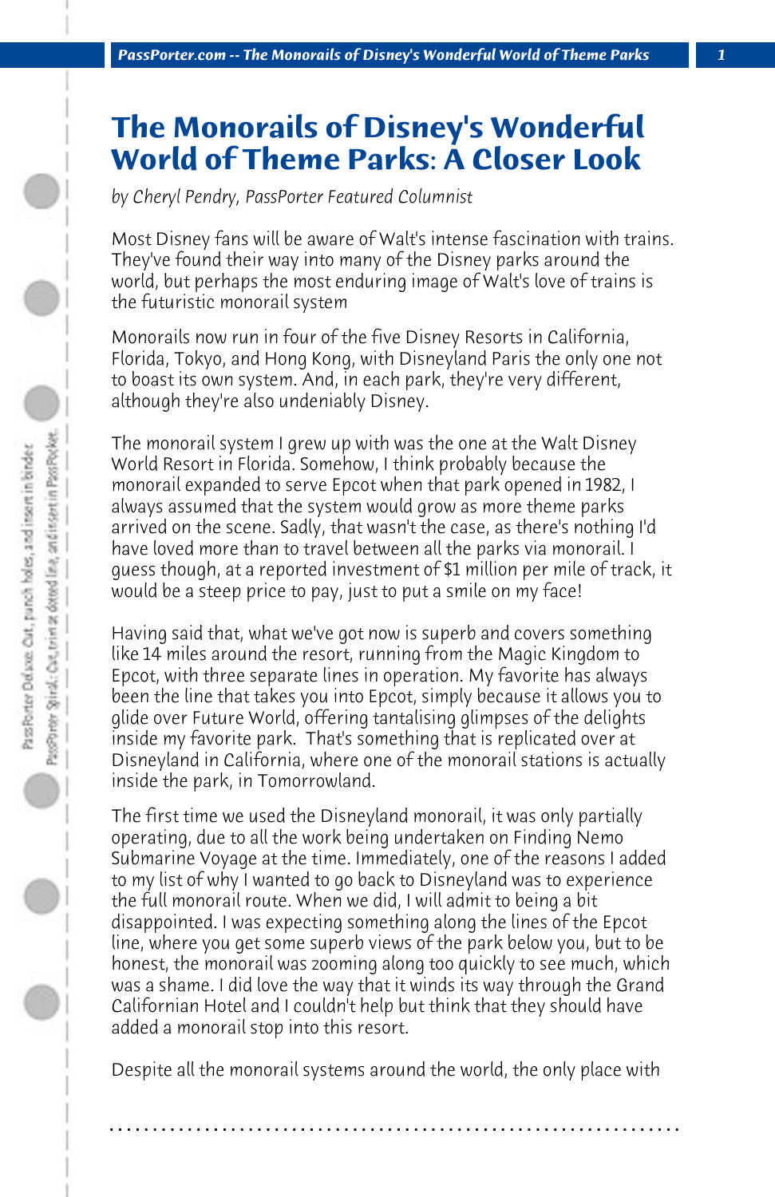# The Monorails of Disney's Wonderful World of Theme Parks: A Closer Look

*by Cheryl Pendry, PassPorter Featured Columnist*

Most Disney fans will be aware of Walt's intense fascination with trains. They've found their way into many of the Disney parks around the world, but perhaps the most enduring image of Walt's love of trains is the futuristic monorail system

Monorails now run in four of the five Disney Resorts in California, Florida, Tokyo, and Hong Kong, with Disneyland Paris the only one not to boast its own system. And, in each park, they're very different, although they're also undeniably Disney.

The monorail system I grew up with was the one at the Walt Disney World Resort in Florida. Somehow, I think probably because the monorail expanded to serve Epcot when that park opened in 1982, I always assumed that the system would grow as more theme parks arrived on the scene. Sadly, that wasn't the case, as there's nothing I'd have loved more than to travel between all the parks via monorail. I guess though, at a reported investment of $1 million per mile of track, it would be a steep price to pay, just to put a smile on my face!

Having said that, what we've got now is superb and covers something like 14 miles around the resort, running from the Magic Kingdom to Epcot, with three separate lines in operation. My favorite has always been the line that takes you into Epcot, simply because it allows you to glide over Future World, offering tantalising glimpses of the delights inside my favorite park. That's something that is replicated over at Disneyland in California, where one of the monorail stations is actually inside the park, in Tomorrowland.

The first time we used the Disneyland monorail, it was only partially operating, due to all the work being undertaken on Finding Nemo Submarine Voyage at the time. Immediately, one of the reasons I added to my list of why I wanted to go back to Disneyland was to experience the full monorail route. When we did, I will admit to being a bit disappointed. I was expecting something along the lines of the Epcot line, where you get some superb views of the park below you, but to be honest, the monorail was zooming along too quickly to see much, which was a shame. I did love the way that it winds its way through the Grand Californian Hotel and I couldn't help but think that they should have added a monorail stop into this resort.

Despite all the monorail systems around the world, the only place with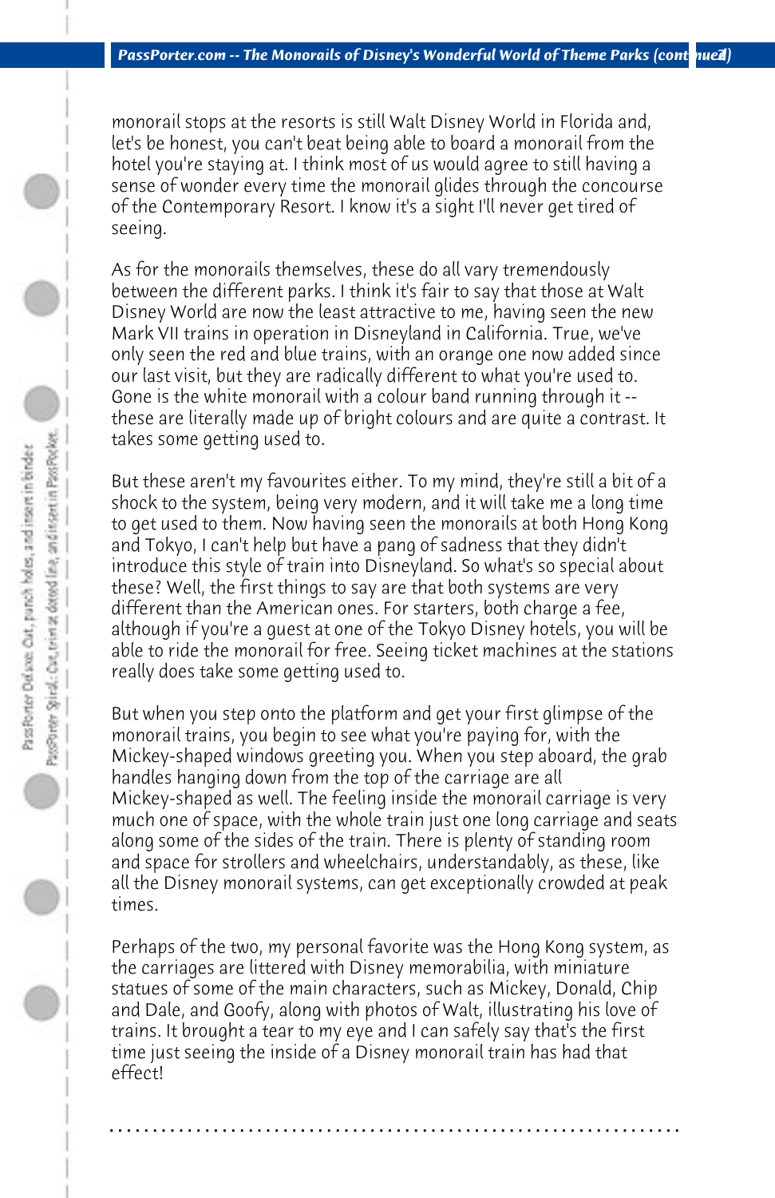monorail stops at the resorts is still Walt Disney World in Florida and, let's be honest, you can't beat being able to board a monorail from the hotel you're staying at. I think most of us would agree to still having a sense of wonder every time the monorail glides through the concourse of the Contemporary Resort. I know it's a sight I'll never get tired of seeing.

As for the monorails themselves, these do all vary tremendously between the different parks. I think it's fair to say that those at Walt Disney World are now the least attractive to me, having seen the new Mark VII trains in operation in Disneyland in California. True, we've only seen the red and blue trains, with an orange one now added since our last visit, but they are radically different to what you're used to. Gone is the white monorail with a colour band running through it -- these are literally made up of bright colours and are quite a contrast. It takes some getting used to.

But these aren't my favourites either. To my mind, they're still a bit of a shock to the system, being very modern, and it will take me a long time to get used to them. Now having seen the monorails at both Hong Kong and Tokyo, I can't help but have a pang of sadness that they didn't introduce this style of train into Disneyland. So what's so special about these? Well, the first things to say are that both systems are very different than the American ones. For starters, both charge a fee, although if you're a guest at one of the Tokyo Disney hotels, you will be able to ride the monorail for free. Seeing ticket machines at the stations really does take some getting used to.

But when you step onto the platform and get your first glimpse of the monorail trains, you begin to see what you're paying for, with the Mickey-shaped windows greeting you. When you step aboard, the grab handles hanging down from the top of the carriage are all Mickey-shaped as well. The feeling inside the monorail carriage is very much one of space, with the whole train just one long carriage and seats along some of the sides of the train. There is plenty of standing room and space for strollers and wheelchairs, understandably, as these, like all the Disney monorail systems, can get exceptionally crowded at peak times.

Perhaps of the two, my personal favorite was the Hong Kong system, as the carriages are littered with Disney memorabilia, with miniature statues of some of the main characters, such as Mickey, Donald, Chip and Dale, and Goofy, along with photos of Walt, illustrating his love of trains. It brought a tear to my eye and I can safely say that's the first time just seeing the inside of a Disney monorail train has had that effect!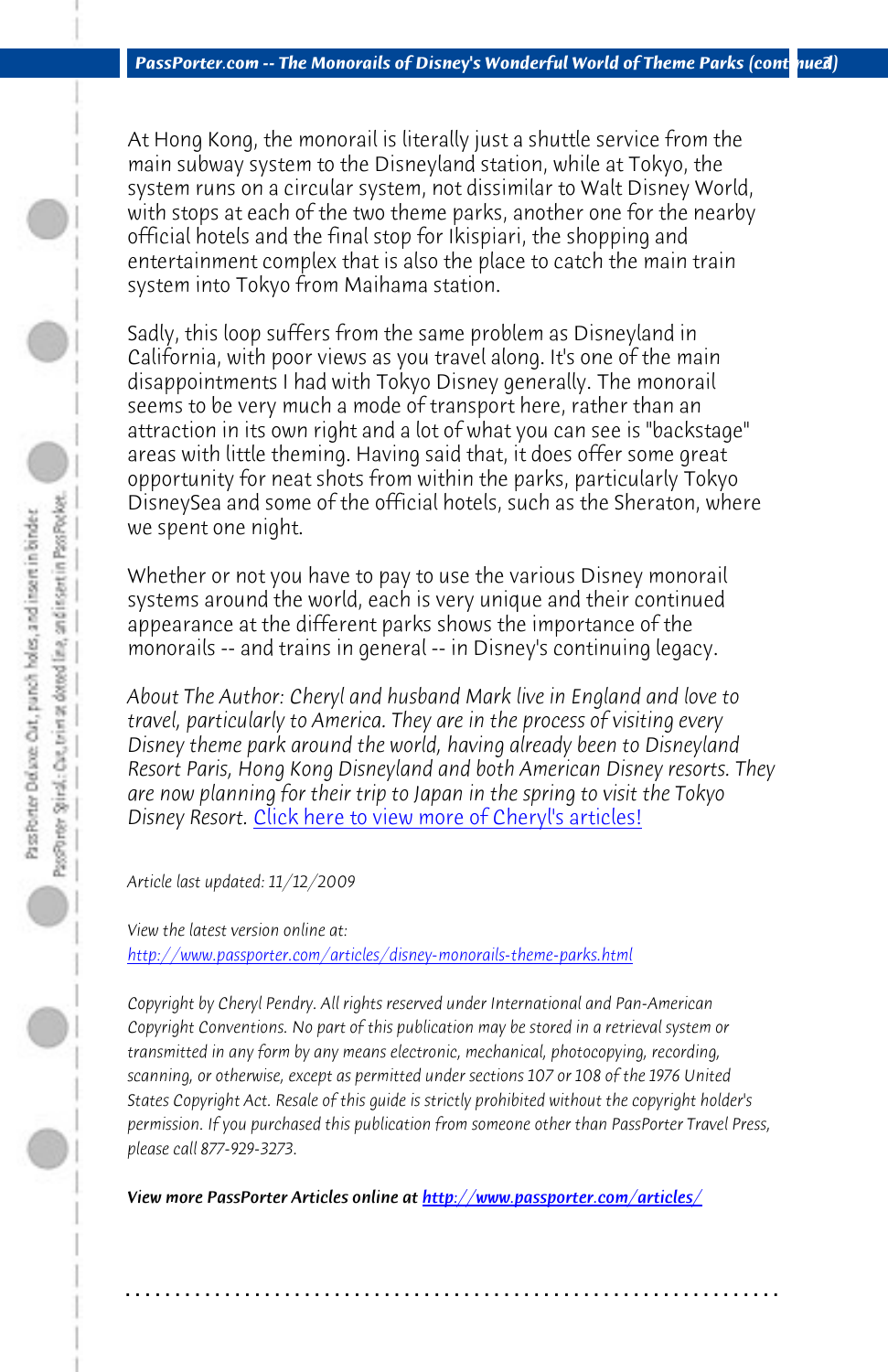At Hong Kong, the monorail is literally just a shuttle service from the main subway system to the Disneyland station, while at Tokyo, the system runs on a circular system, not dissimilar to Walt Disney World, with stops at each of the two theme parks, another one for the nearby official hotels and the final stop for Ikispiari, the shopping and entertainment complex that is also the place to catch the main train system into Tokyo from Maihama station.

Sadly, this loop suffers from the same problem as Disneyland in California, with poor views as you travel along. It's one of the main disappointments I had with Tokyo Disney generally. The monorail seems to be very much a mode of transport here, rather than an attraction in its own right and a lot of what you can see is "backstage" areas with little theming. Having said that, it does offer some great opportunity for neat shots from within the parks, particularly Tokyo DisneySea and some of the official hotels, such as the Sheraton, where we spent one night.

Whether or not you have to pay to use the various Disney monorail systems around the world, each is very unique and their continued appearance at the different parks shows the importance of the monorails -- and trains in general -- in Disney's continuing legacy.

*About The Author: Cheryl and husband Mark live in England and love to travel, particularly to America. They are in the process of visiting every Disney theme park around the world, having already been to Disneyland Resort Paris, Hong Kong Disneyland and both American Disney resorts. They are now planning for their trip to Japan in the spring to visit the Tokyo Disney Resort.* Click here to view more of Cheryl's articles!

*Article last updated: 11/12/2009*

*View the latest version online at:*
*http://www.passporter.com/articles/disney-monorails-theme-parks.html*

*Copyright by Cheryl Pendry. All rights reserved under International and Pan-American Copyright Conventions. No part of this publication may be stored in a retrieval system or transmitted in any form by any means electronic, mechanical, photocopying, recording, scanning, or otherwise, except as permitted under sections 107 or 108 of the 1976 United States Copyright Act. Resale of this guide is strictly prohibited without the copyright holder's permission. If you purchased this publication from someone other than PassPorter Travel Press, please call 877-929-3273.*

***View more PassPorter Articles online at http://www.passporter.com/articles/***